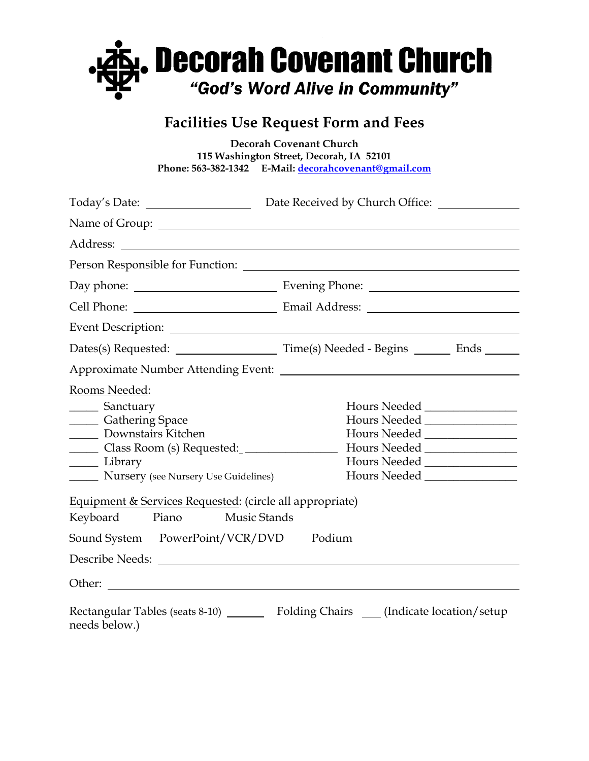# Decorah Covenant Church

*"God's Word Alive in Community"*

## Facilities Use Request Form and Fees

**Decorah Covenant Church**
**115 Washington Street, Decorah, IA 52101**
**Phone: 563-382-1342 E-Mail: decorahcovenant@gmail.com**

Today's Date: ________________ Date Received by Church Office: ____________

Name of Group: ______________________________________________________

Address: ___________________________________________________________

Person Responsible for Function: _____________________________________

Day phone: ______________________ Evening Phone: ______________________

Cell Phone: ______________________ Email Address: ______________________

Event Description: ___________________________________________________

Dates(s) Requested: ______________ Time(s) Needed - Begins ______ Ends ______

Approximate Number Attending Event: _________________________________

Rooms Needed:

_____ Sanctuary — Hours Needed _______________
_____ Gathering Space — Hours Needed _______________
_____ Downstairs Kitchen — Hours Needed _______________
_____ Class Room (s) Requested: _______________ Hours Needed _______________
_____ Library — Hours Needed _______________
_____ Nursery (see Nursery Use Guidelines) — Hours Needed _______________

Equipment & Services Requested: (circle all appropriate)

Keyboard Piano Music Stands

Sound System PowerPoint/VCR/DVD Podium

Describe Needs: _____________________________________________________

Other: _____________________________________________________________

Rectangular Tables (seats 8-10) ______ Folding Chairs ___ (Indicate location/setup needs below.)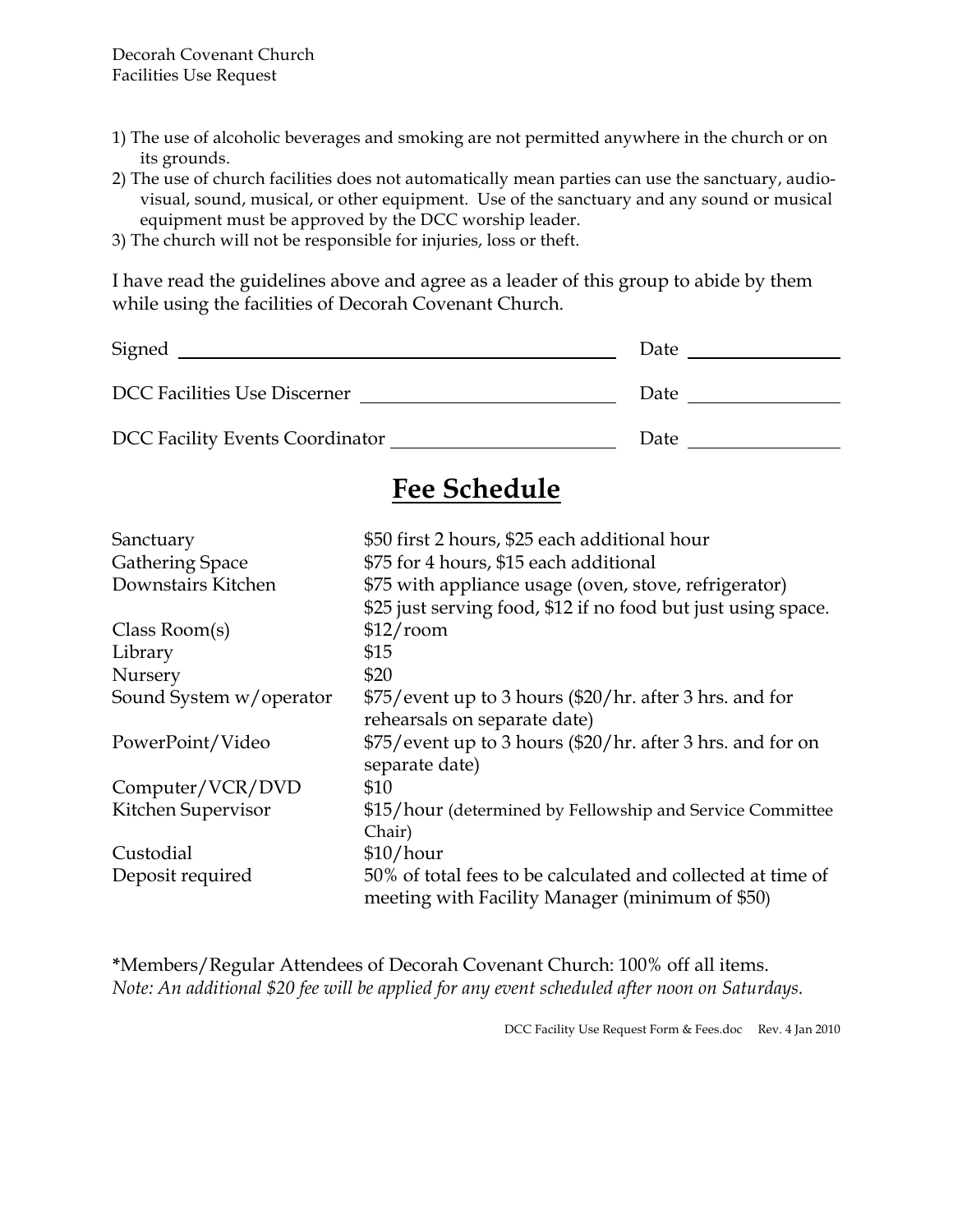Decorah Covenant Church
Facilities Use Request

1) The use of alcoholic beverages and smoking are not permitted anywhere in the church or on its grounds.
2) The use of church facilities does not automatically mean parties can use the sanctuary, audio-visual, sound, musical, or other equipment. Use of the sanctuary and any sound or musical equipment must be approved by the DCC worship leader.
3) The church will not be responsible for injuries, loss or theft.

I have read the guidelines above and agree as a leader of this group to abide by them while using the facilities of Decorah Covenant Church.

Signed ______________________________ Date ____________

DCC Facilities Use Discerner ______________________ Date ____________

DCC Facility Events Coordinator ___________________ Date ____________

# Fee Schedule

| | |
|---|---|
| Sanctuary | $50 first 2 hours, $25 each additional hour |
| Gathering Space | $75 for 4 hours, $15 each additional |
| Downstairs Kitchen | $75 with appliance usage (oven, stove, refrigerator) $25 just serving food, $12 if no food but just using space. |
| Class Room(s) | $12/room |
| Library | $15 |
| Nursery | $20 |
| Sound System w/operator | $75/event up to 3 hours ($20/hr. after 3 hrs. and for rehearsals on separate date) |
| PowerPoint/Video | $75/event up to 3 hours ($20/hr. after 3 hrs. and for on separate date) |
| Computer/VCR/DVD | $10 |
| Kitchen Supervisor | $15/hour (determined by Fellowship and Service Committee Chair) |
| Custodial | $10/hour |
| Deposit required | 50% of total fees to be calculated and collected at time of meeting with Facility Manager (minimum of $50) |

*Members/Regular Attendees of Decorah Covenant Church: 100% off all items.
*Note: An additional $20 fee will be applied for any event scheduled after noon on Saturdays.*

DCC Facility Use Request Form & Fees.doc Rev. 4 Jan 2010